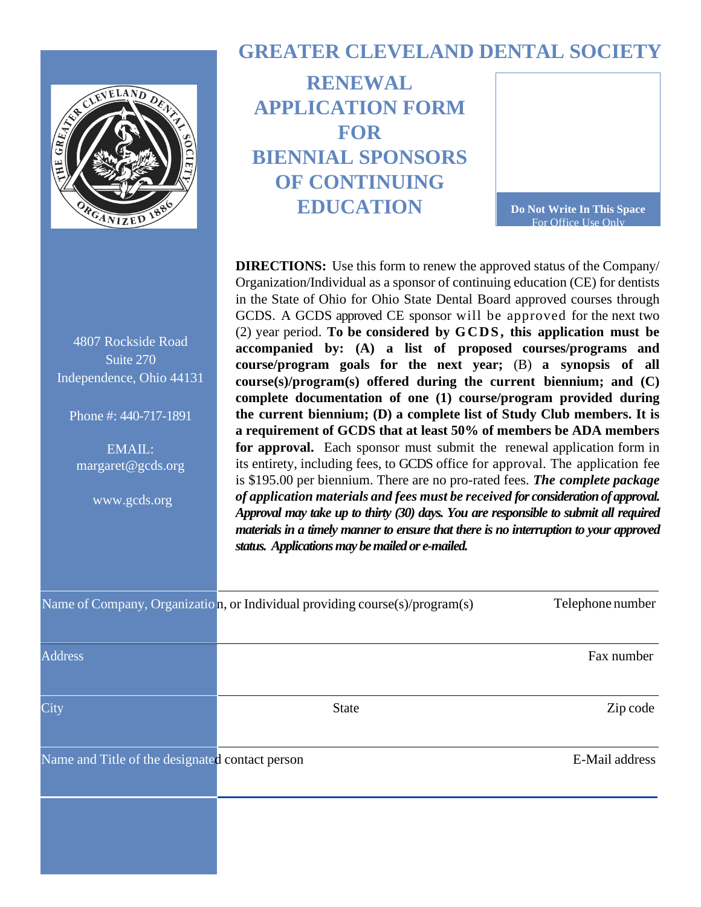# GREATER CLEVELAND DENTAL SOCIETY

## RENEWAL APPLICATION FORM FOR BIENNIAL SPONSORS OF CONTINUING EDUCATION

**Do Not Write In This Space**
For Office Use Only

4807 Rockside Road
Suite 270
Independence, Ohio 44131

Phone #: 440-717-1891

EMAIL:
margaret@gcds.org

www.gcds.org

**DIRECTIONS:** Use this form to renew the approved status of the Company/ Organization/Individual as a sponsor of continuing education (CE) for dentists in the State of Ohio for Ohio State Dental Board approved courses through GCDS. A GCDS approved CE sponsor will be approved for the next two (2) year period. **To be considered by GCDS, this application must be accompanied by: (A) a list of proposed courses/programs and course/program goals for the next year;** (B) **a synopsis of all course(s)/program(s) offered during the current biennium; and (C) complete documentation of one (1) course/program provided during the current biennium; (D) a complete list of Study Club members. It is a requirement of GCDS that at least 50% of members be ADA members for approval.** Each sponsor must submit the renewal application form in its entirety, including fees, to GCDS office for approval. The application fee is $195.00 per biennium. There are no pro-rated fees. ***The complete package of application materials and fees must be received for consideration of approval. Approval may take up to thirty (30) days. You are responsible to submit all required materials in a timely manner to ensure that there is no interruption to your approved status. Applications may be mailed or e-mailed.***

| | |
|---|---|
| Name of Company, Organization, or Individual providing course(s)/program(s) | Telephone number |
| Address | Fax number |
| City State | Zip code |
| Name and Title of the designated contact person | E-Mail address |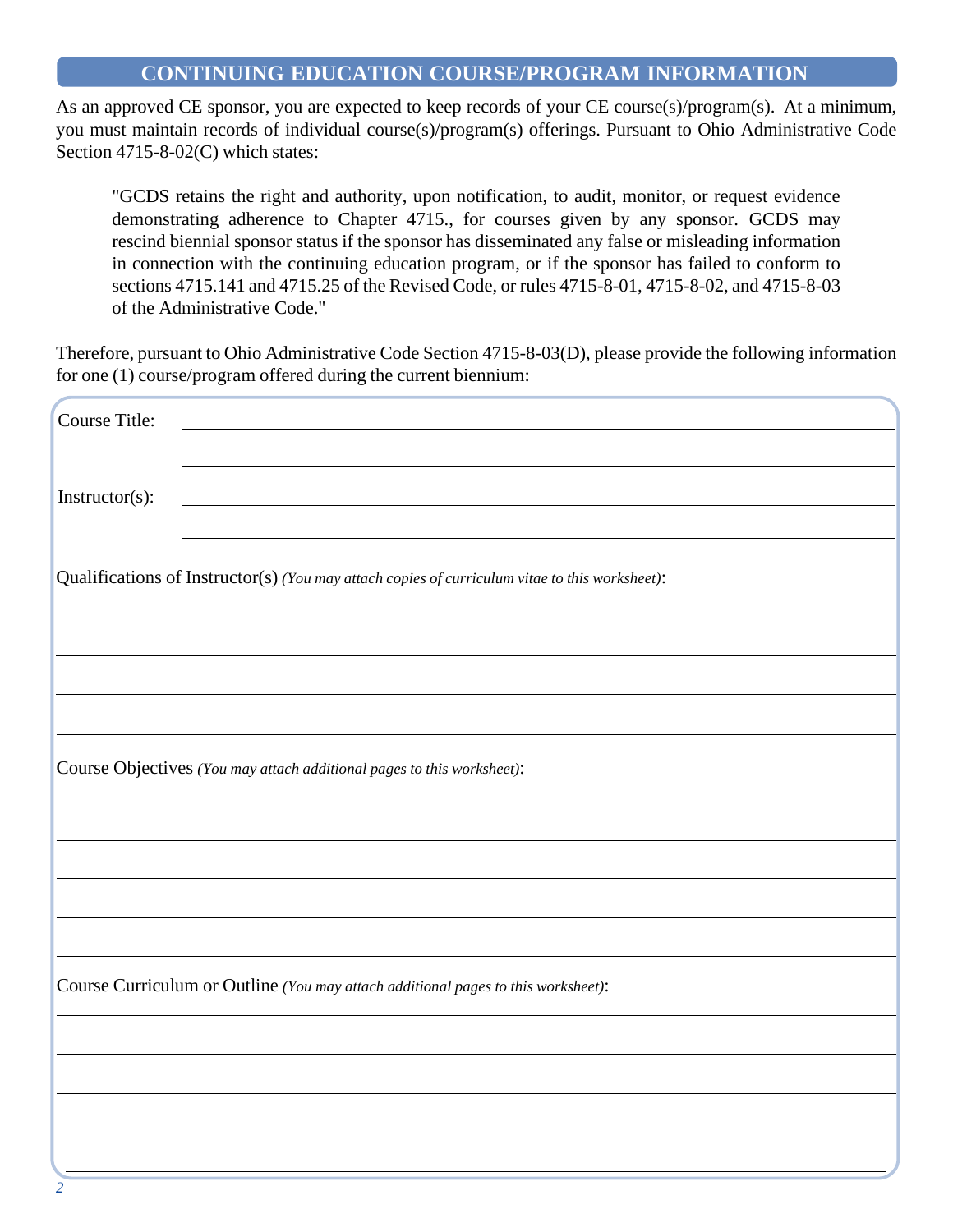## CONTINUING EDUCATION COURSE/PROGRAM INFORMATION

As an approved CE sponsor, you are expected to keep records of your CE course(s)/program(s). At a minimum, you must maintain records of individual course(s)/program(s) offerings. Pursuant to Ohio Administrative Code Section 4715-8-02(C) which states:

> "GCDS retains the right and authority, upon notification, to audit, monitor, or request evidence demonstrating adherence to Chapter 4715., for courses given by any sponsor. GCDS may rescind biennial sponsor status if the sponsor has disseminated any false or misleading information in connection with the continuing education program, or if the sponsor has failed to conform to sections 4715.141 and 4715.25 of the Revised Code, or rules 4715-8-01, 4715-8-02, and 4715-8-03 of the Administrative Code."

Therefore, pursuant to Ohio Administrative Code Section 4715-8-03(D), please provide the following information for one (1) course/program offered during the current biennium:

Course Title: ______________________________________________

______________________________________________

Instructor(s): ______________________________________________

______________________________________________

Qualifications of Instructor(s) *(You may attach copies of curriculum vitae to this worksheet)*:

______________________________________________

______________________________________________

______________________________________________

______________________________________________

Course Objectives *(You may attach additional pages to this worksheet)*:

______________________________________________

______________________________________________

______________________________________________

______________________________________________

______________________________________________

Course Curriculum or Outline *(You may attach additional pages to this worksheet)*:

______________________________________________

______________________________________________

______________________________________________

______________________________________________

______________________________________________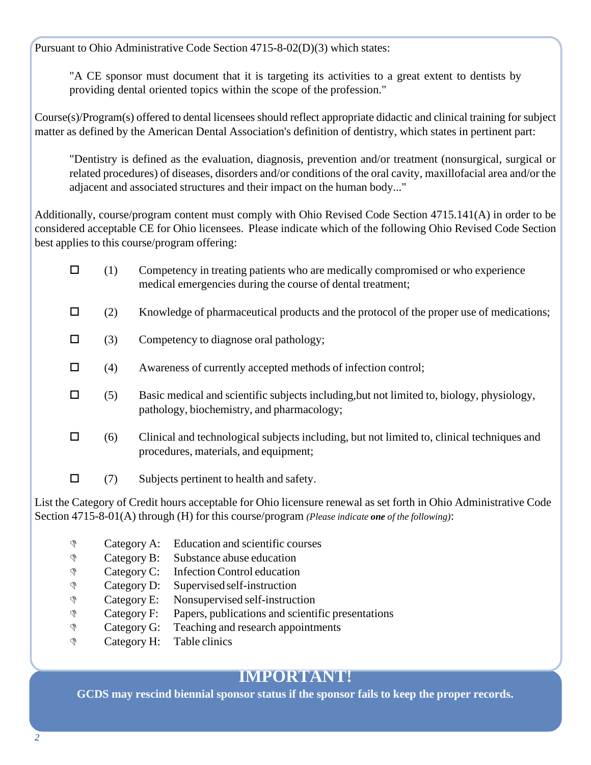Pursuant to Ohio Administrative Code Section 4715-8-02(D)(3) which states:

> "A CE sponsor must document that it is targeting its activities to a great extent to dentists by providing dental oriented topics within the scope of the profession."

Course(s)/Program(s) offered to dental licensees should reflect appropriate didactic and clinical training for subject matter as defined by the American Dental Association's definition of dentistry, which states in pertinent part:

> "Dentistry is defined as the evaluation, diagnosis, prevention and/or treatment (nonsurgical, surgical or related procedures) of diseases, disorders and/or conditions of the oral cavity, maxillofacial area and/or the adjacent and associated structures and their impact on the human body..."

Additionally, course/program content must comply with Ohio Revised Code Section 4715.141(A) in order to be considered acceptable CE for Ohio licensees. Please indicate which of the following Ohio Revised Code Section best applies to this course/program offering:

- ☐ (1) Competency in treating patients who are medically compromised or who experience medical emergencies during the course of dental treatment;
- ☐ (2) Knowledge of pharmaceutical products and the protocol of the proper use of medications;
- ☐ (3) Competency to diagnose oral pathology;
- ☐ (4) Awareness of currently accepted methods of infection control;
- ☐ (5) Basic medical and scientific subjects including,but not limited to, biology, physiology, pathology, biochemistry, and pharmacology;
- ☐ (6) Clinical and technological subjects including, but not limited to, clinical techniques and procedures, materials, and equipment;
- ☐ (7) Subjects pertinent to health and safety.

List the Category of Credit hours acceptable for Ohio licensure renewal as set forth in Ohio Administrative Code Section 4715-8-01(A) through (H) for this course/program *(Please indicate **one** of the following)*:

- Category A: Education and scientific courses
- Category B: Substance abuse education
- Category C: Infection Control education
- Category D: Supervised self-instruction
- Category E: Nonsupervised self-instruction
- Category F: Papers, publications and scientific presentations
- Category G: Teaching and research appointments
- Category H: Table clinics

## IMPORTANT!

**GCDS may rescind biennial sponsor status if the sponsor fails to keep the proper records.**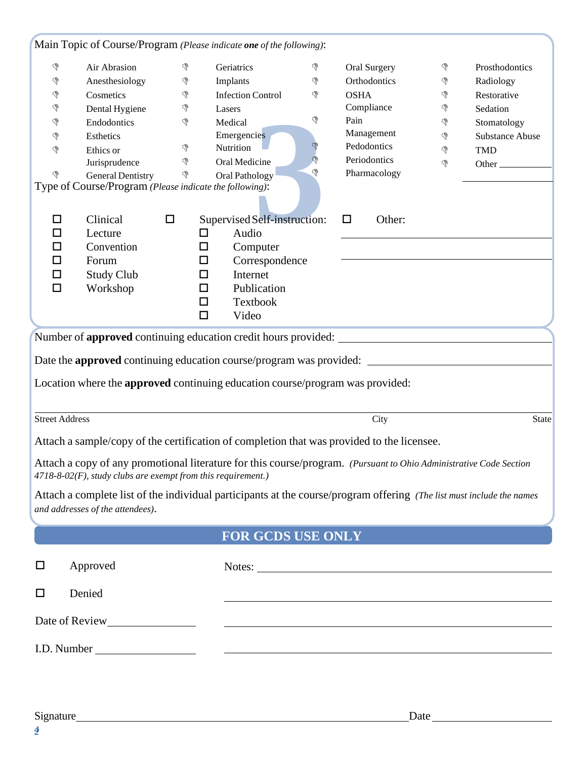Main Topic of Course/Program *(Please indicate **one** of the following)*:

- ☐ Air Abrasion
- ☐ Anesthesiology
- ☐ Cosmetics
- ☐ Dental Hygiene
- ☐ Endodontics
- ☐ Esthetics
- ☐ Ethics or Jurisprudence
- ☐ General Dentistry
- ☐ Geriatrics
- ☐ Implants
- ☐ Infection Control
- ☐ Lasers
- ☐ Medical Emergencies
- ☐ Nutrition
- ☐ Oral Medicine
- ☐ Oral Pathology
- ☐ Oral Surgery
- ☐ Orthodontics
- ☐ OSHA Compliance
- ☐ Pain Management
- ☐ Pedodontics
- ☐ Periodontics
- ☐ Pharmacology
- ☐ Prosthodontics
- ☐ Radiology
- ☐ Restorative
- ☐ Sedation
- ☐ Stomatology
- ☐ Substance Abuse
- ☐ TMD
- ☐ Other \_\_\_\_\_\_\_\_\_\_

Type of Course/Program *(Please indicate the following)*:

- ☐ Clinical
- ☐ Lecture
- ☐ Convention
- ☐ Forum
- ☐ Study Club
- ☐ Workshop
- ☐ Supervised Self-instruction:
  - ☐ Audio
  - ☐ Computer
  - ☐ Correspondence
  - ☐ Internet
  - ☐ Publication
  - ☐ Textbook
  - ☐ Video
- ☐ Other: \_\_\_\_\_\_\_\_\_\_

Number of **approved** continuing education credit hours provided: \_\_\_\_\_\_\_\_\_\_

Date the **approved** continuing education course/program was provided: \_\_\_\_\_\_\_\_\_\_

Location where the **approved** continuing education course/program was provided:

\_\_\_\_\_\_\_\_\_\_\_\_\_\_\_\_\_\_\_\_\_\_\_\_\_\_\_\_\_\_\_\_\_\_\_\_\_\_\_\_
Street Address City State

Attach a sample/copy of the certification of completion that was provided to the licensee.

Attach a copy of any promotional literature for this course/program. *(Pursuant to Ohio Administrative Code Section 4718-8-02(F), study clubs are exempt from this requirement.)*

Attach a complete list of the individual participants at the course/program offering *(The list must include the names and addresses of the attendees)*.

## FOR GCDS USE ONLY

- ☐ Approved
- ☐ Denied

Notes: \_\_\_\_\_\_\_\_\_\_\_\_\_\_\_\_\_\_\_\_\_\_\_\_\_\_\_\_\_\_

Date of Review \_\_\_\_\_\_\_\_\_\_

I.D. Number \_\_\_\_\_\_\_\_\_\_

Signature \_\_\_\_\_\_\_\_\_\_\_\_\_\_\_\_\_\_\_\_\_\_\_\_\_\_\_\_\_\_ Date \_\_\_\_\_\_\_\_\_\_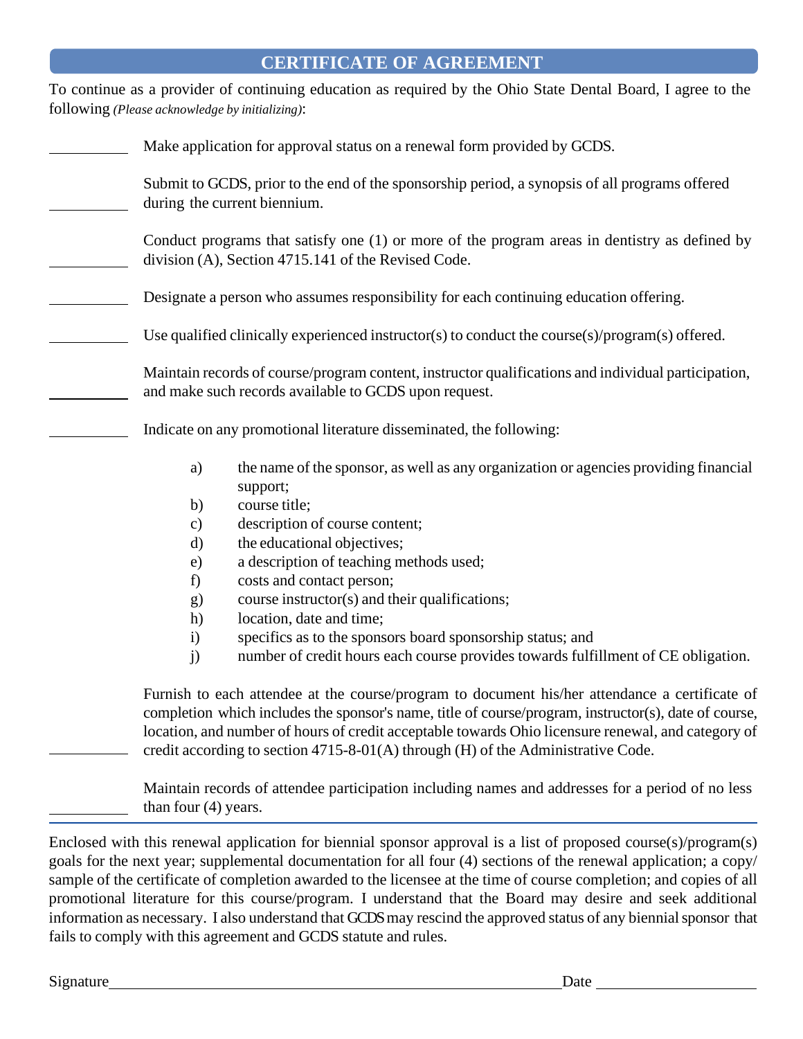## CERTIFICATE OF AGREEMENT

To continue as a provider of continuing education as required by the Ohio State Dental Board, I agree to the following *(Please acknowledge by initializing)*:

\_\_\_\_\_\_\_\_\_\_ Make application for approval status on a renewal form provided by GCDS.

\_\_\_\_\_\_\_\_\_\_ Submit to GCDS, prior to the end of the sponsorship period, a synopsis of all programs offered during the current biennium.

\_\_\_\_\_\_\_\_\_\_ Conduct programs that satisfy one (1) or more of the program areas in dentistry as defined by division (A), Section 4715.141 of the Revised Code.

\_\_\_\_\_\_\_\_\_\_ Designate a person who assumes responsibility for each continuing education offering.

\_\_\_\_\_\_\_\_\_\_ Use qualified clinically experienced instructor(s) to conduct the course(s)/program(s) offered.

\_\_\_\_\_\_\_\_\_\_ Maintain records of course/program content, instructor qualifications and individual participation, and make such records available to GCDS upon request.

\_\_\_\_\_\_\_\_\_\_ Indicate on any promotional literature disseminated, the following:

- a) the name of the sponsor, as well as any organization or agencies providing financial support;
- b) course title;
- c) description of course content;
- d) the educational objectives;
- e) a description of teaching methods used;
- f) costs and contact person;
- g) course instructor(s) and their qualifications;
- h) location, date and time;
- i) specifics as to the sponsors board sponsorship status; and
- j) number of credit hours each course provides towards fulfillment of CE obligation.

\_\_\_\_\_\_\_\_\_\_ Furnish to each attendee at the course/program to document his/her attendance a certificate of completion which includes the sponsor's name, title of course/program, instructor(s), date of course, location, and number of hours of credit acceptable towards Ohio licensure renewal, and category of credit according to section 4715-8-01(A) through (H) of the Administrative Code.

\_\_\_\_\_\_\_\_\_\_ Maintain records of attendee participation including names and addresses for a period of no less than four (4) years.

---

Enclosed with this renewal application for biennial sponsor approval is a list of proposed course(s)/program(s) goals for the next year; supplemental documentation for all four (4) sections of the renewal application; a copy/ sample of the certificate of completion awarded to the licensee at the time of course completion; and copies of all promotional literature for this course/program. I understand that the Board may desire and seek additional information as necessary. I also understand that GCDS may rescind the approved status of any biennial sponsor that fails to comply with this agreement and GCDS statute and rules.

Signature\_\_\_\_\_\_\_\_\_\_\_\_\_\_\_\_\_\_\_\_\_\_\_\_\_\_\_\_\_\_\_\_\_\_\_\_\_\_\_\_ Date \_\_\_\_\_\_\_\_\_\_\_\_\_\_\_\_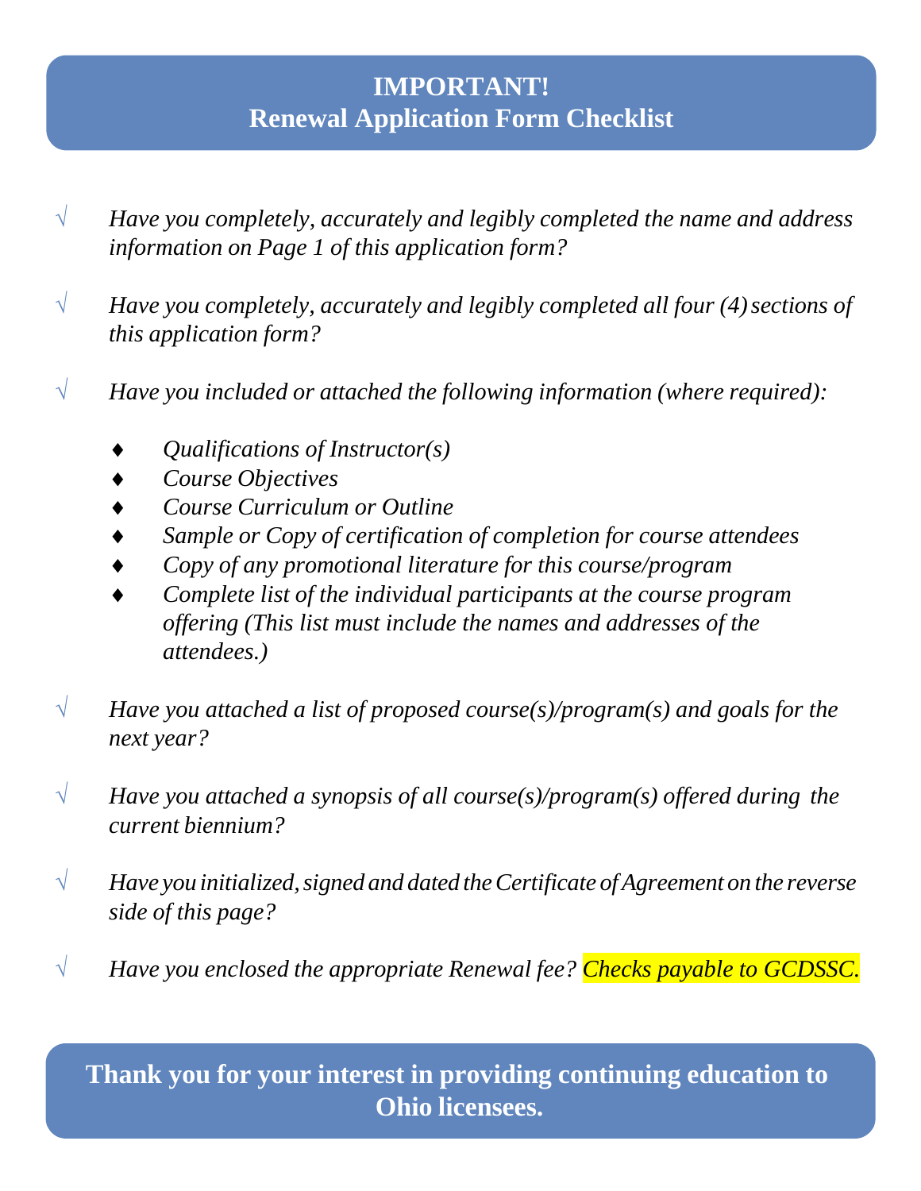# IMPORTANT!
## Renewal Application Form Checklist

√ *Have you completely, accurately and legibly completed the name and address information on Page 1 of this application form?*

√ *Have you completely, accurately and legibly completed all four (4) sections of this application form?*

√ *Have you included or attached the following information (where required):*

- ♦ *Qualifications of Instructor(s)*
- ♦ *Course Objectives*
- ♦ *Course Curriculum or Outline*
- ♦ *Sample or Copy of certification of completion for course attendees*
- ♦ *Copy of any promotional literature for this course/program*
- ♦ *Complete list of the individual participants at the course program offering (This list must include the names and addresses of the attendees.)*

√ *Have you attached a list of proposed course(s)/program(s) and goals for the next year?*

√ *Have you attached a synopsis of all course(s)/program(s) offered during the current biennium?*

√ *Have you initialized, signed and dated the Certificate of Agreement on the reverse side of this page?*

√ *Have you enclosed the appropriate Renewal fee? Checks payable to GCDSSC.*

**Thank you for your interest in providing continuing education to Ohio licensees.**